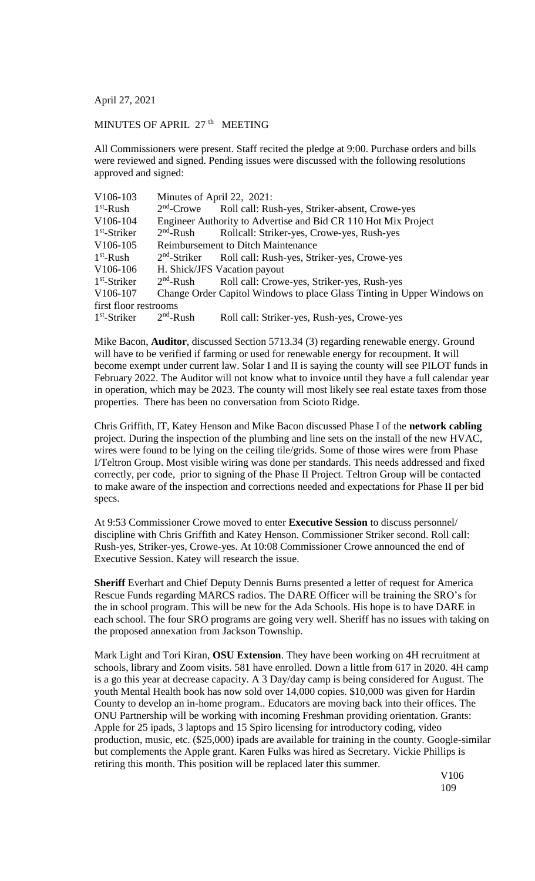April 27, 2021

MINUTES OF APRIL 27th MEETING

All Commissioners were present. Staff recited the pledge at 9:00. Purchase orders and bills were reviewed and signed. Pending issues were discussed with the following resolutions approved and signed:

| | | |
|---|---|---|
| V106-103 | Minutes of April 22, 2021: | |
| 1st-Rush | 2nd-Crowe | Roll call: Rush-yes, Striker-absent, Crowe-yes |
| V106-104 | Engineer Authority to Advertise and Bid CR 110 Hot Mix Project | |
| 1st-Striker | 2nd-Rush | Rollcall: Striker-yes, Crowe-yes, Rush-yes |
| V106-105 | Reimbursement to Ditch Maintenance | |
| 1st-Rush | 2nd-Striker | Roll call: Rush-yes, Striker-yes, Crowe-yes |
| V106-106 | H. Shick/JFS Vacation payout | |
| 1st-Striker | 2nd-Rush | Roll call: Crowe-yes, Striker-yes, Rush-yes |
| V106-107 | Change Order Capitol Windows to place Glass Tinting in Upper Windows on first floor restrooms | |
| 1st-Striker | 2nd-Rush | Roll call: Striker-yes, Rush-yes, Crowe-yes |

Mike Bacon, **Auditor**, discussed Section 5713.34 (3) regarding renewable energy. Ground will have to be verified if farming or used for renewable energy for recoupment. It will become exempt under current law. Solar I and II is saying the county will see PILOT funds in February 2022. The Auditor will not know what to invoice until they have a full calendar year in operation, which may be 2023. The county will most likely see real estate taxes from those properties. There has been no conversation from Scioto Ridge.

Chris Griffith, IT, Katey Henson and Mike Bacon discussed Phase I of the **network cabling** project. During the inspection of the plumbing and line sets on the install of the new HVAC, wires were found to be lying on the ceiling tile/grids. Some of those wires were from Phase I/Teltron Group. Most visible wiring was done per standards. This needs addressed and fixed correctly, per code, prior to signing of the Phase II Project. Teltron Group will be contacted to make aware of the inspection and corrections needed and expectations for Phase II per bid specs.

At 9:53 Commissioner Crowe moved to enter **Executive Session** to discuss personnel/ discipline with Chris Griffith and Katey Henson. Commissioner Striker second. Roll call: Rush-yes, Striker-yes, Crowe-yes. At 10:08 Commissioner Crowe announced the end of Executive Session. Katey will research the issue.

**Sheriff** Everhart and Chief Deputy Dennis Burns presented a letter of request for America Rescue Funds regarding MARCS radios. The DARE Officer will be training the SRO's for the in school program. This will be new for the Ada Schools. His hope is to have DARE in each school. The four SRO programs are going very well. Sheriff has no issues with taking on the proposed annexation from Jackson Township.

Mark Light and Tori Kiran, **OSU Extension**. They have been working on 4H recruitment at schools, library and Zoom visits. 581 have enrolled. Down a little from 617 in 2020. 4H camp is a go this year at decrease capacity. A 3 Day/day camp is being considered for August. The youth Mental Health book has now sold over 14,000 copies. $10,000 was given for Hardin County to develop an in-home program.. Educators are moving back into their offices. The ONU Partnership will be working with incoming Freshman providing orientation. Grants: Apple for 25 ipads, 3 laptops and 15 Spiro licensing for introductory coding, video production, music, etc. ($25,000) ipads are available for training in the county. Google-similar but complements the Apple grant. Karen Fulks was hired as Secretary. Vickie Phillips is retiring this month. This position will be replaced later this summer.

V106
109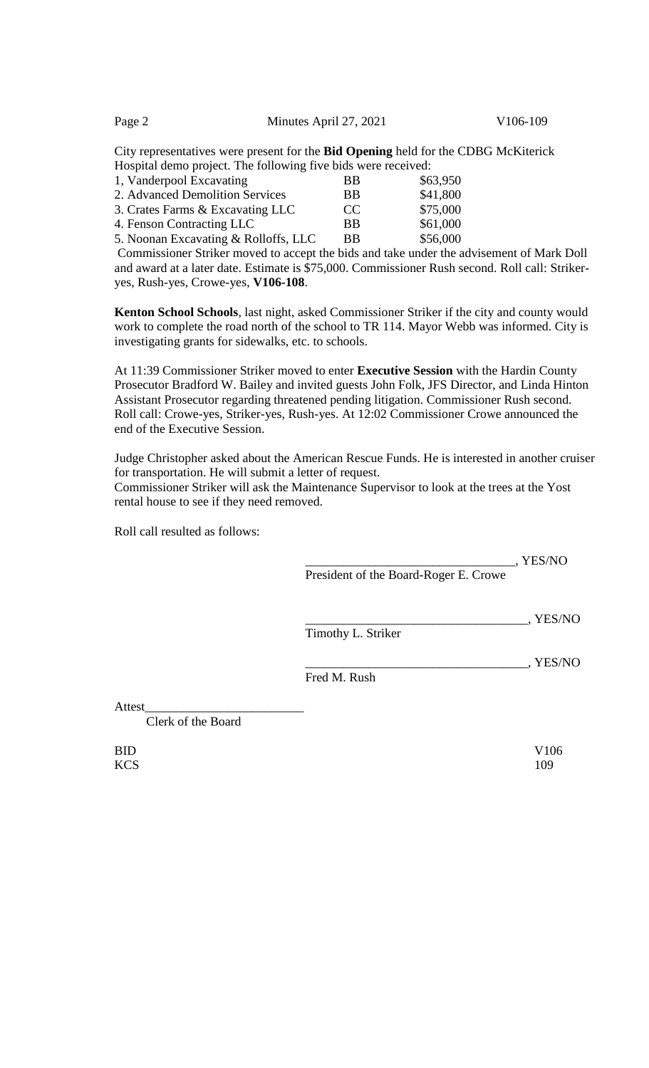City representatives were present for the **Bid Opening** held for the CDBG McKiterick Hospital demo project. The following five bids were received:

| | | |
|---|---|---|
| 1, Vanderpool Excavating | BB | \$63,950 |
| 2. Advanced Demolition Services | BB | \$41,800 |
| 3. Crates Farms & Excavating LLC | CC | \$75,000 |
| 4. Fenson Contracting LLC | BB | \$61,000 |
| 5. Noonan Excavating & Rolloffs, LLC | BB | \$56,000 |

Commissioner Striker moved to accept the bids and take under the advisement of Mark Doll and award at a later date. Estimate is \$75,000. Commissioner Rush second. Roll call: Striker-yes, Rush-yes, Crowe-yes, **V106-108**.

**Kenton School Schools**, last night, asked Commissioner Striker if the city and county would work to complete the road north of the school to TR 114. Mayor Webb was informed. City is investigating grants for sidewalks, etc. to schools.

At 11:39 Commissioner Striker moved to enter **Executive Session** with the Hardin County Prosecutor Bradford W. Bailey and invited guests John Folk, JFS Director, and Linda Hinton Assistant Prosecutor regarding threatened pending litigation. Commissioner Rush second. Roll call: Crowe-yes, Striker-yes, Rush-yes. At 12:02 Commissioner Crowe announced the end of the Executive Session.

Judge Christopher asked about the American Rescue Funds. He is interested in another cruiser for transportation. He will submit a letter of request.

Commissioner Striker will ask the Maintenance Supervisor to look at the trees at the Yost rental house to see if they need removed.

Roll call resulted as follows:

_________________________________, YES/NO
President of the Board-Roger E. Crowe

_________________________________, YES/NO
Timothy L. Striker

_________________________________, YES/NO
Fred M. Rush

Attest_________________________
Clerk of the Board

BID V106
KCS 109